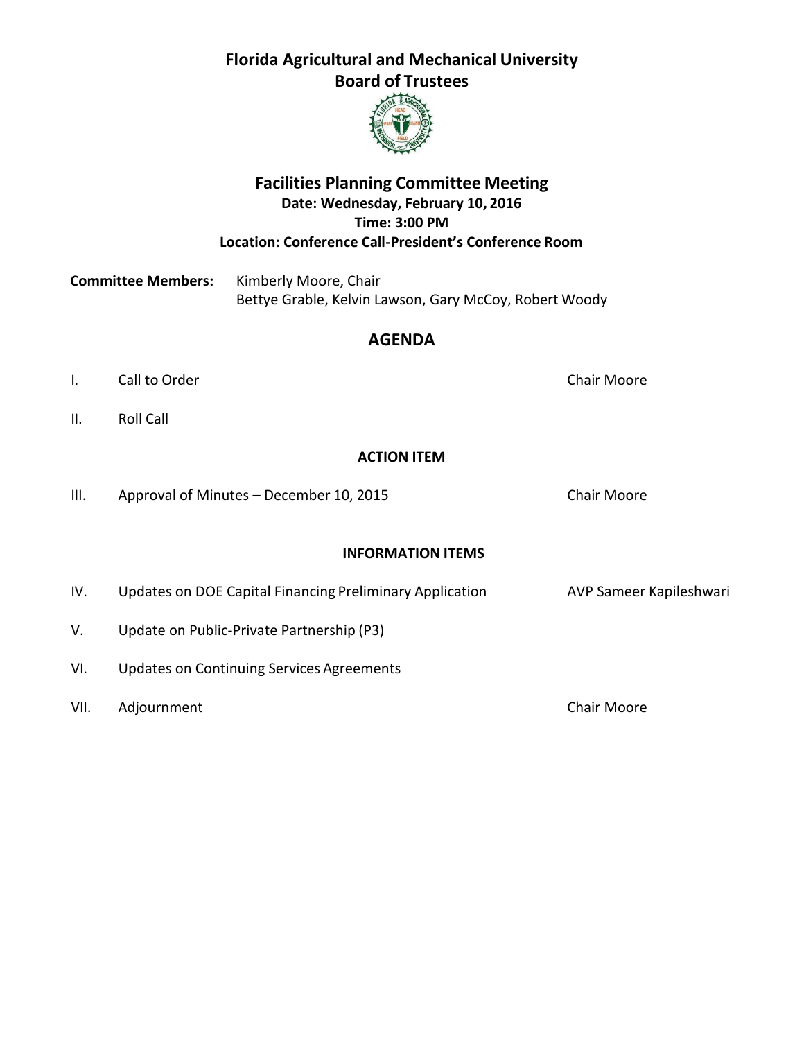# Florida Agricultural and Mechanical University
# Board of Trustees

## Facilities Planning Committee Meeting

**Date: Wednesday, February 10, 2016**
**Time: 3:00 PM**
**Location: Conference Call-President's Conference Room**

**Committee Members:** Kimberly Moore, Chair
Bettye Grable, Kelvin Lawson, Gary McCoy, Robert Woody

## AGENDA

I. Call to Order — Chair Moore

II. Roll Call

**ACTION ITEM**

III. Approval of Minutes – December 10, 2015 — Chair Moore

**INFORMATION ITEMS**

IV. Updates on DOE Capital Financing Preliminary Application — AVP Sameer Kapileshwari

V. Update on Public-Private Partnership (P3)

VI. Updates on Continuing Services Agreements

VII. Adjournment — Chair Moore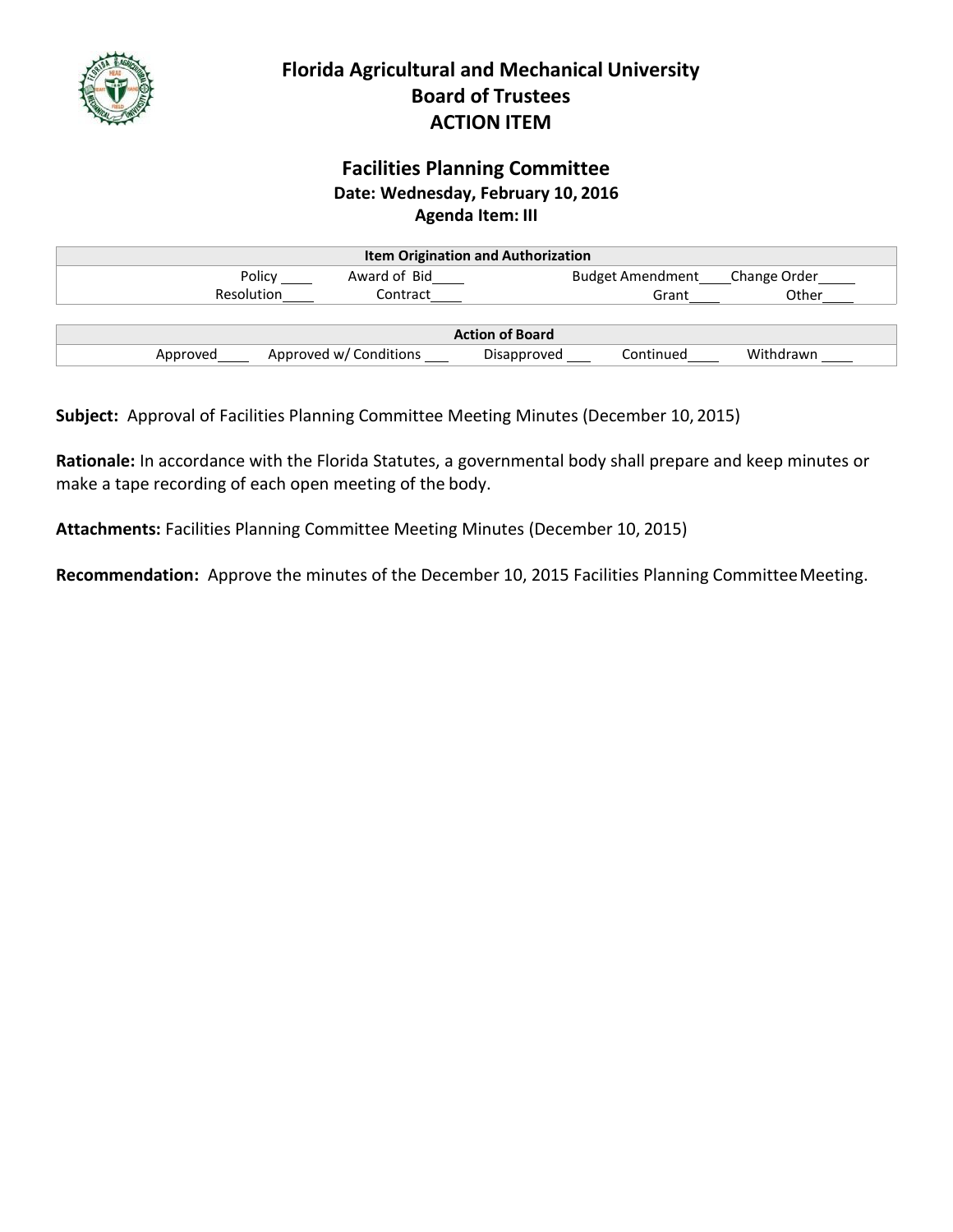# Florida Agricultural and Mechanical University
## Board of Trustees
## ACTION ITEM

### Facilities Planning Committee
**Date: Wednesday, February 10, 2016**
**Agenda Item: III**

| Item Origination and Authorization | | | | |
|---|---|---|---|---|
| Policy ____ | Award of Bid____ | Budget Amendment____ | Change Order_____ | |
| Resolution____ | Contract____ | Grant____ | Other____ | |

| Action of Board | | | | |
|---|---|---|---|---|
| Approved____ | Approved w/ Conditions ___ | Disapproved ___ | Continued____ | Withdrawn ____ |

**Subject:** Approval of Facilities Planning Committee Meeting Minutes (December 10, 2015)

**Rationale:** In accordance with the Florida Statutes, a governmental body shall prepare and keep minutes or make a tape recording of each open meeting of the body.

**Attachments:** Facilities Planning Committee Meeting Minutes (December 10, 2015)

**Recommendation:** Approve the minutes of the December 10, 2015 Facilities Planning Committee Meeting.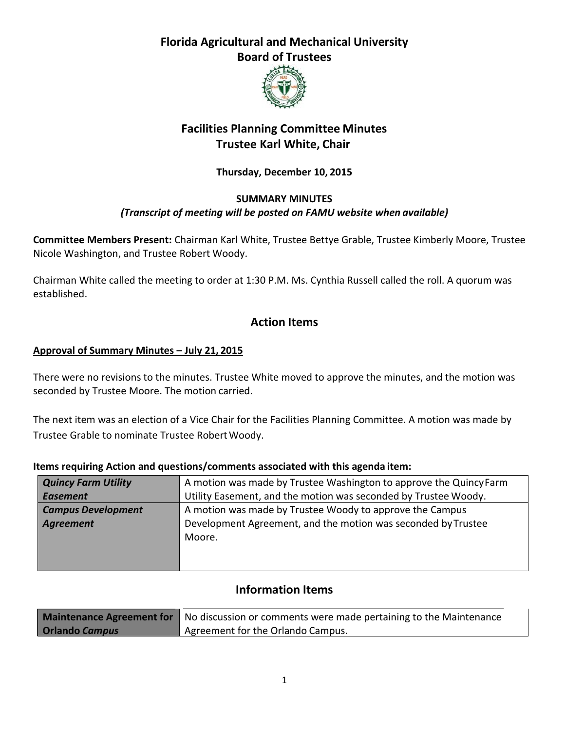# Florida Agricultural and Mechanical University
# Board of Trustees

## Facilities Planning Committee Minutes
## Trustee Karl White, Chair

**Thursday, December 10, 2015**

**SUMMARY MINUTES**
***(Transcript of meeting will be posted on FAMU website when available)***

**Committee Members Present:** Chairman Karl White, Trustee Bettye Grable, Trustee Kimberly Moore, Trustee Nicole Washington, and Trustee Robert Woody.

Chairman White called the meeting to order at 1:30 P.M. Ms. Cynthia Russell called the roll. A quorum was established.

## Action Items

**Approval of Summary Minutes – July 21, 2015**

There were no revisions to the minutes. Trustee White moved to approve the minutes, and the motion was seconded by Trustee Moore. The motion carried.

The next item was an election of a Vice Chair for the Facilities Planning Committee. A motion was made by Trustee Grable to nominate Trustee Robert Woody.

**Items requiring Action and questions/comments associated with this agenda item:**

| | |
|---|---|
| ***Quincy Farm Utility Easement*** | A motion was made by Trustee Washington to approve the Quincy Farm Utility Easement, and the motion was seconded by Trustee Woody. |
| ***Campus Development Agreement*** | A motion was made by Trustee Woody to approve the Campus Development Agreement, and the motion was seconded by Trustee Moore. |

## Information Items

| | |
|---|---|
| **Maintenance Agreement for Orlando *Campus*** | No discussion or comments were made pertaining to the Maintenance Agreement for the Orlando Campus. |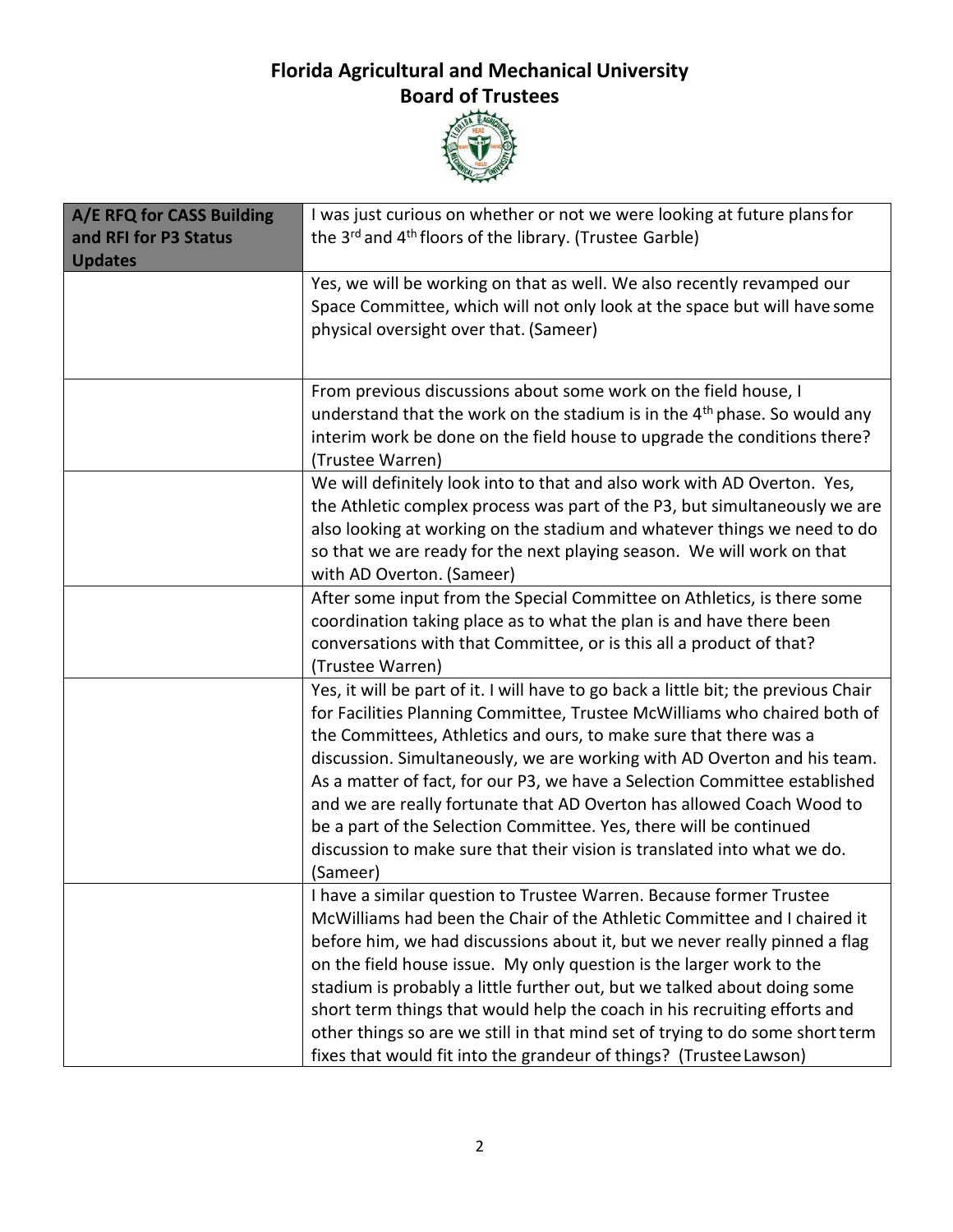# Florida Agricultural and Mechanical University
## Board of Trustees

| A/E RFQ for CASS Building and RFI for P3 Status Updates | I was just curious on whether or not we were looking at future plans for the 3rd and 4th floors of the library. (Trustee Garble) |
|---|---|
| | Yes, we will be working on that as well. We also recently revamped our Space Committee, which will not only look at the space but will have some physical oversight over that. (Sameer) |
| | From previous discussions about some work on the field house, I understand that the work on the stadium is in the 4th phase. So would any interim work be done on the field house to upgrade the conditions there? (Trustee Warren) |
| | We will definitely look into to that and also work with AD Overton. Yes, the Athletic complex process was part of the P3, but simultaneously we are also looking at working on the stadium and whatever things we need to do so that we are ready for the next playing season. We will work on that with AD Overton. (Sameer) |
| | After some input from the Special Committee on Athletics, is there some coordination taking place as to what the plan is and have there been conversations with that Committee, or is this all a product of that? (Trustee Warren) |
| | Yes, it will be part of it. I will have to go back a little bit; the previous Chair for Facilities Planning Committee, Trustee McWilliams who chaired both of the Committees, Athletics and ours, to make sure that there was a discussion. Simultaneously, we are working with AD Overton and his team. As a matter of fact, for our P3, we have a Selection Committee established and we are really fortunate that AD Overton has allowed Coach Wood to be a part of the Selection Committee. Yes, there will be continued discussion to make sure that their vision is translated into what we do. (Sameer) |
| | I have a similar question to Trustee Warren. Because former Trustee McWilliams had been the Chair of the Athletic Committee and I chaired it before him, we had discussions about it, but we never really pinned a flag on the field house issue. My only question is the larger work to the stadium is probably a little further out, but we talked about doing some short term things that would help the coach in his recruiting efforts and other things so are we still in that mind set of trying to do some short term fixes that would fit into the grandeur of things? (Trustee Lawson) |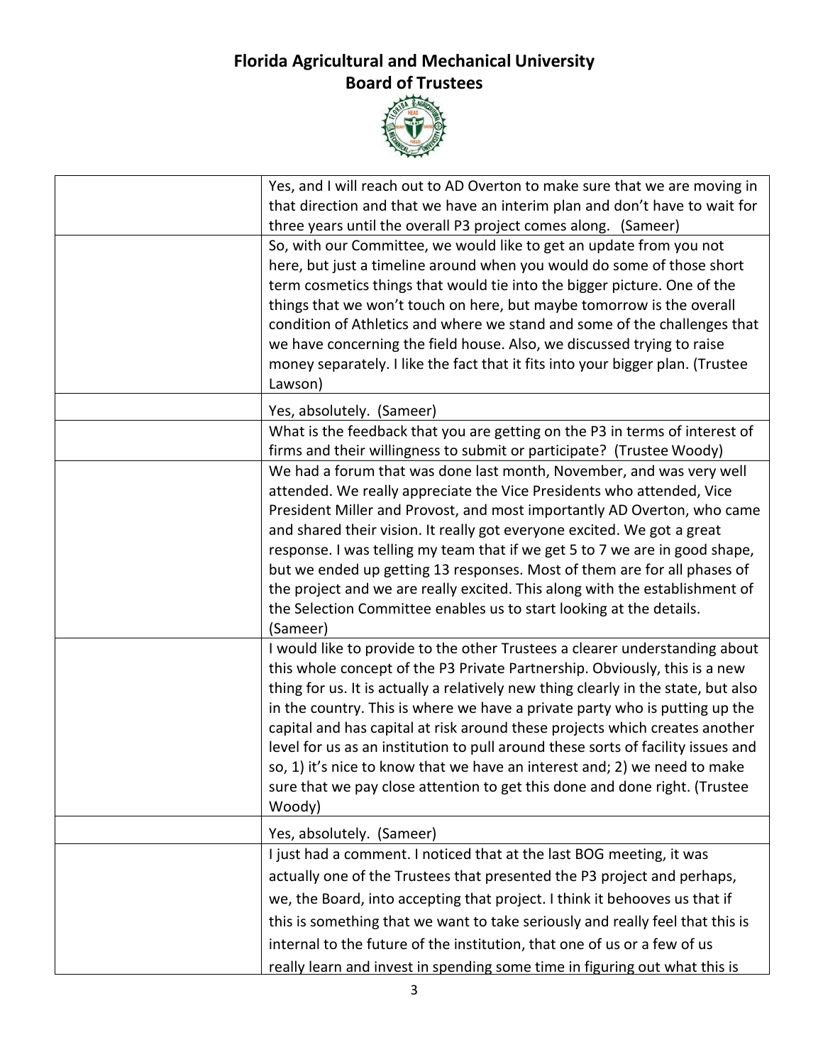# Florida Agricultural and Mechanical University
## Board of Trustees

| | |
|---|---|
| | Yes, and I will reach out to AD Overton to make sure that we are moving in that direction and that we have an interim plan and don't have to wait for three years until the overall P3 project comes along. (Sameer) |
| | So, with our Committee, we would like to get an update from you not here, but just a timeline around when you would do some of those short term cosmetics things that would tie into the bigger picture. One of the things that we won't touch on here, but maybe tomorrow is the overall condition of Athletics and where we stand and some of the challenges that we have concerning the field house. Also, we discussed trying to raise money separately. I like the fact that it fits into your bigger plan. (Trustee Lawson) |
| | Yes, absolutely. (Sameer) |
| | What is the feedback that you are getting on the P3 in terms of interest of firms and their willingness to submit or participate? (Trustee Woody) |
| | We had a forum that was done last month, November, and was very well attended. We really appreciate the Vice Presidents who attended, Vice President Miller and Provost, and most importantly AD Overton, who came and shared their vision. It really got everyone excited. We got a great response. I was telling my team that if we get 5 to 7 we are in good shape, but we ended up getting 13 responses. Most of them are for all phases of the project and we are really excited. This along with the establishment of the Selection Committee enables us to start looking at the details. (Sameer) |
| | I would like to provide to the other Trustees a clearer understanding about this whole concept of the P3 Private Partnership. Obviously, this is a new thing for us. It is actually a relatively new thing clearly in the state, but also in the country. This is where we have a private party who is putting up the capital and has capital at risk around these projects which creates another level for us as an institution to pull around these sorts of facility issues and so, 1) it's nice to know that we have an interest and; 2) we need to make sure that we pay close attention to get this done and done right. (Trustee Woody) |
| | Yes, absolutely. (Sameer) |
| | I just had a comment. I noticed that at the last BOG meeting, it was actually one of the Trustees that presented the P3 project and perhaps, we, the Board, into accepting that project. I think it behooves us that if this is something that we want to take seriously and really feel that this is internal to the future of the institution, that one of us or a few of us really learn and invest in spending some time in figuring out what this is |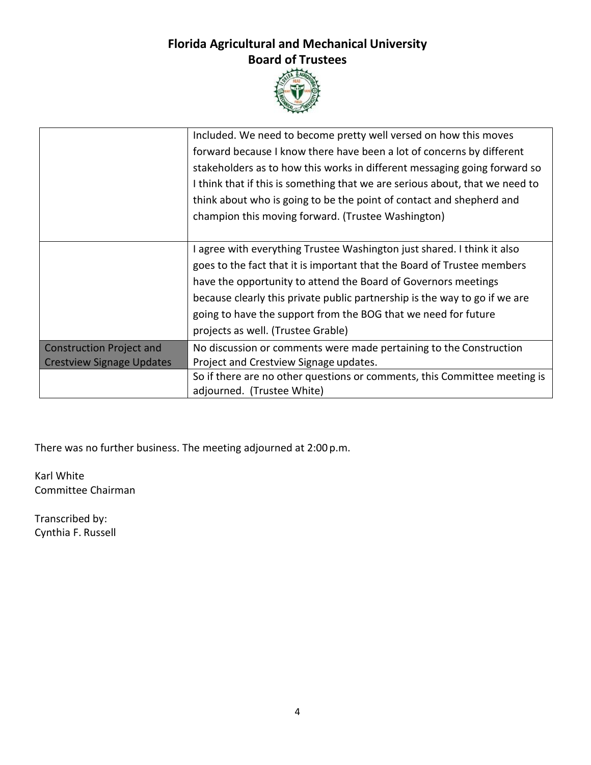# Florida Agricultural and Mechanical University
## Board of Trustees

| | |
|---|---|
| | Included. We need to become pretty well versed on how this moves forward because I know there have been a lot of concerns by different stakeholders as to how this works in different messaging going forward so I think that if this is something that we are serious about, that we need to think about who is going to be the point of contact and shepherd and champion this moving forward. (Trustee Washington) |
| | I agree with everything Trustee Washington just shared. I think it also goes to the fact that it is important that the Board of Trustee members have the opportunity to attend the Board of Governors meetings because clearly this private public partnership is the way to go if we are going to have the support from the BOG that we need for future projects as well. (Trustee Grable) |
| Construction Project and Crestview Signage Updates | No discussion or comments were made pertaining to the Construction Project and Crestview Signage updates. |
| | So if there are no other questions or comments, this Committee meeting is adjourned. (Trustee White) |

There was no further business. The meeting adjourned at 2:00 p.m.

Karl White
Committee Chairman

Transcribed by:
Cynthia F. Russell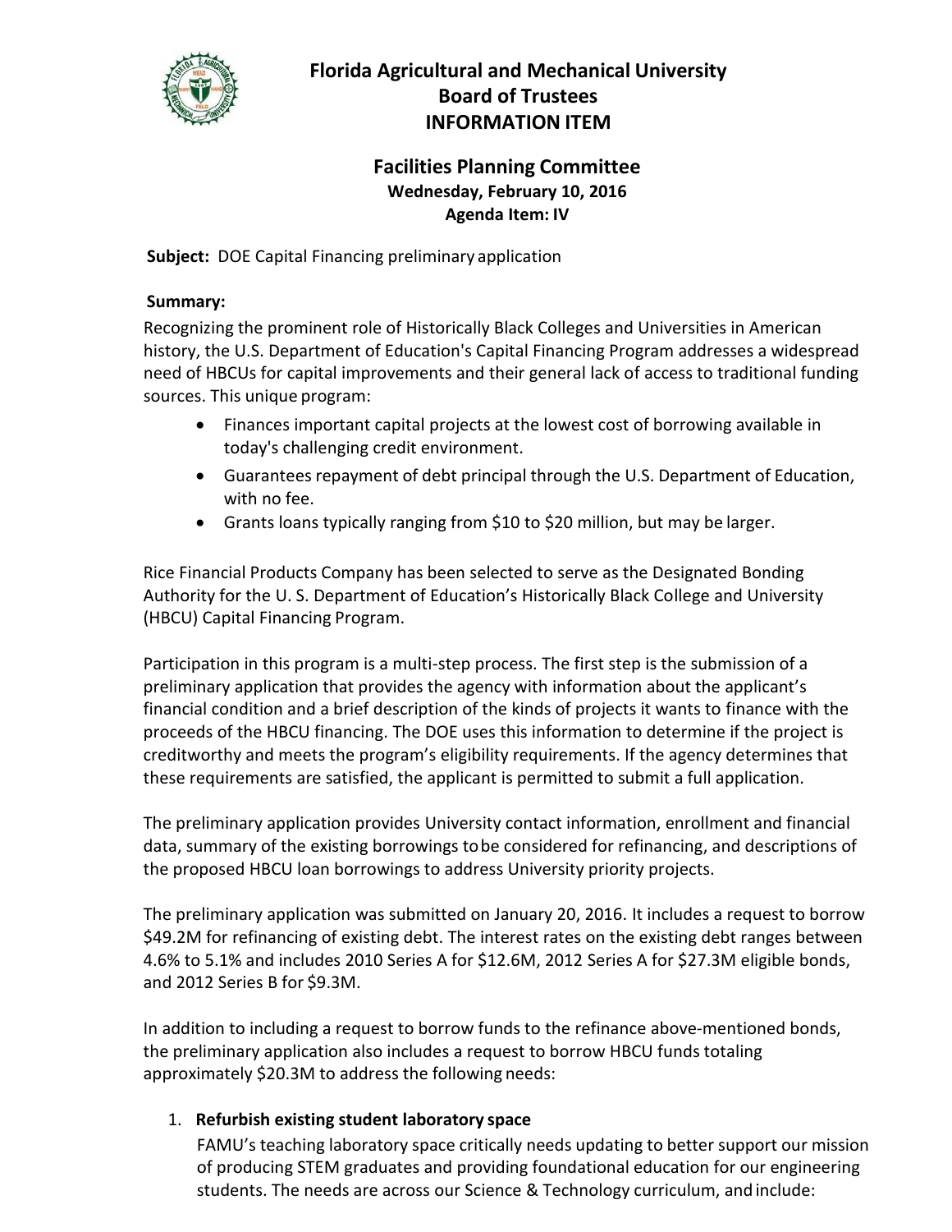# Florida Agricultural and Mechanical University
# Board of Trustees
# INFORMATION ITEM

## Facilities Planning Committee

**Wednesday, February 10, 2016**
**Agenda Item: IV**

**Subject:** DOE Capital Financing preliminary application

**Summary:**

Recognizing the prominent role of Historically Black Colleges and Universities in American history, the U.S. Department of Education's Capital Financing Program addresses a widespread need of HBCUs for capital improvements and their general lack of access to traditional funding sources. This unique program:

- Finances important capital projects at the lowest cost of borrowing available in today's challenging credit environment.
- Guarantees repayment of debt principal through the U.S. Department of Education, with no fee.
- Grants loans typically ranging from $10 to $20 million, but may be larger.

Rice Financial Products Company has been selected to serve as the Designated Bonding Authority for the U. S. Department of Education's Historically Black College and University (HBCU) Capital Financing Program.

Participation in this program is a multi-step process. The first step is the submission of a preliminary application that provides the agency with information about the applicant's financial condition and a brief description of the kinds of projects it wants to finance with the proceeds of the HBCU financing. The DOE uses this information to determine if the project is creditworthy and meets the program's eligibility requirements. If the agency determines that these requirements are satisfied, the applicant is permitted to submit a full application.

The preliminary application provides University contact information, enrollment and financial data, summary of the existing borrowings to be considered for refinancing, and descriptions of the proposed HBCU loan borrowings to address University priority projects.

The preliminary application was submitted on January 20, 2016. It includes a request to borrow $49.2M for refinancing of existing debt. The interest rates on the existing debt ranges between 4.6% to 5.1% and includes 2010 Series A for $12.6M, 2012 Series A for $27.3M eligible bonds, and 2012 Series B for $9.3M.

In addition to including a request to borrow funds to the refinance above-mentioned bonds, the preliminary application also includes a request to borrow HBCU funds totaling approximately $20.3M to address the following needs:

1. **Refurbish existing student laboratory space**

   FAMU's teaching laboratory space critically needs updating to better support our mission of producing STEM graduates and providing foundational education for our engineering students. The needs are across our Science & Technology curriculum, and include: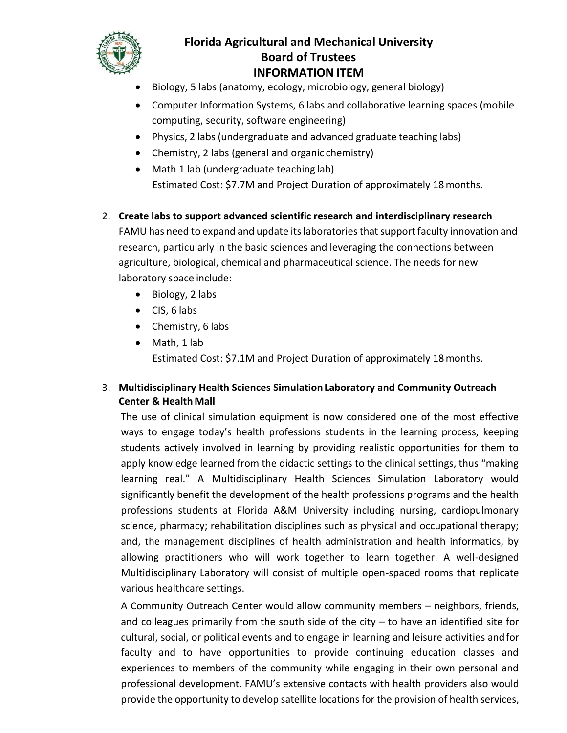- Biology, 5 labs (anatomy, ecology, microbiology, general biology)
- Computer Information Systems, 6 labs and collaborative learning spaces (mobile computing, security, software engineering)
- Physics, 2 labs (undergraduate and advanced graduate teaching labs)
- Chemistry, 2 labs (general and organic chemistry)
- Math 1 lab (undergraduate teaching lab)

  Estimated Cost: $7.7M and Project Duration of approximately 18 months.

2. **Create labs to support advanced scientific research and interdisciplinary research**

   FAMU has need to expand and update its laboratories that support faculty innovation and research, particularly in the basic sciences and leveraging the connections between agriculture, biological, chemical and pharmaceutical science. The needs for new laboratory space include:

   - Biology, 2 labs
   - CIS, 6 labs
   - Chemistry, 6 labs
   - Math, 1 lab

     Estimated Cost: $7.1M and Project Duration of approximately 18 months.

3. **Multidisciplinary Health Sciences Simulation Laboratory and Community Outreach Center & Health Mall**

   The use of clinical simulation equipment is now considered one of the most effective ways to engage today's health professions students in the learning process, keeping students actively involved in learning by providing realistic opportunities for them to apply knowledge learned from the didactic settings to the clinical settings, thus "making learning real." A Multidisciplinary Health Sciences Simulation Laboratory would significantly benefit the development of the health professions programs and the health professions students at Florida A&M University including nursing, cardiopulmonary science, pharmacy; rehabilitation disciplines such as physical and occupational therapy; and, the management disciplines of health administration and health informatics, by allowing practitioners who will work together to learn together. A well-designed Multidisciplinary Laboratory will consist of multiple open-spaced rooms that replicate various healthcare settings.

   A Community Outreach Center would allow community members – neighbors, friends, and colleagues primarily from the south side of the city – to have an identified site for cultural, social, or political events and to engage in learning and leisure activities and for faculty and to have opportunities to provide continuing education classes and experiences to members of the community while engaging in their own personal and professional development. FAMU's extensive contacts with health providers also would provide the opportunity to develop satellite locations for the provision of health services,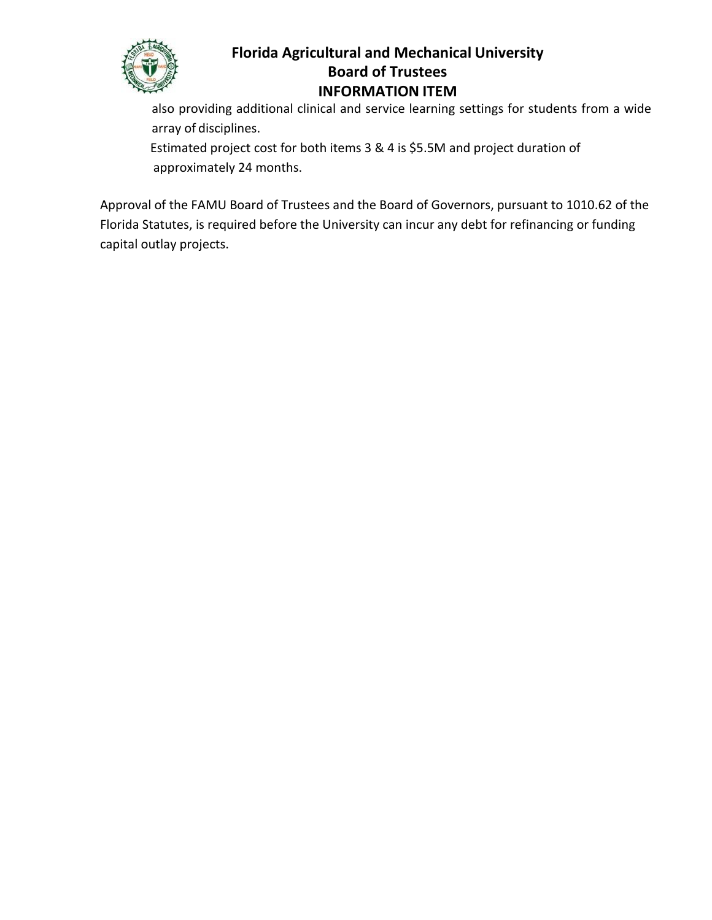also providing additional clinical and service learning settings for students from a wide array of disciplines.

Estimated project cost for both items 3 & 4 is $5.5M and project duration of approximately 24 months.

Approval of the FAMU Board of Trustees and the Board of Governors, pursuant to 1010.62 of the Florida Statutes, is required before the University can incur any debt for refinancing or funding capital outlay projects.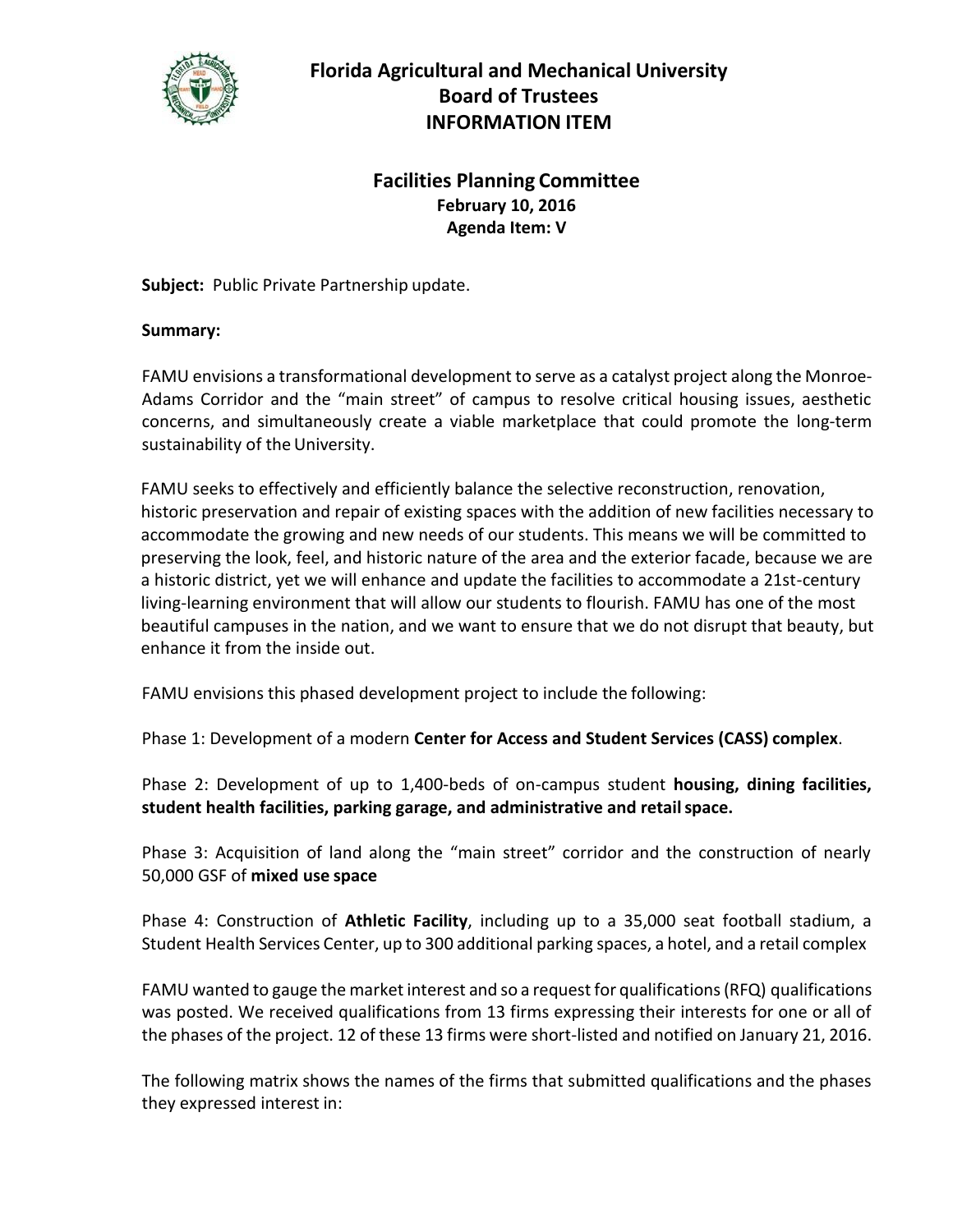# Florida Agricultural and Mechanical University
## Board of Trustees
## INFORMATION ITEM

### Facilities Planning Committee
**February 10, 2016**
**Agenda Item: V**

**Subject:** Public Private Partnership update.

**Summary:**

FAMU envisions a transformational development to serve as a catalyst project along the Monroe-Adams Corridor and the "main street" of campus to resolve critical housing issues, aesthetic concerns, and simultaneously create a viable marketplace that could promote the long-term sustainability of the University.

FAMU seeks to effectively and efficiently balance the selective reconstruction, renovation, historic preservation and repair of existing spaces with the addition of new facilities necessary to accommodate the growing and new needs of our students. This means we will be committed to preserving the look, feel, and historic nature of the area and the exterior facade, because we are a historic district, yet we will enhance and update the facilities to accommodate a 21st-century living-learning environment that will allow our students to flourish. FAMU has one of the most beautiful campuses in the nation, and we want to ensure that we do not disrupt that beauty, but enhance it from the inside out.

FAMU envisions this phased development project to include the following:

Phase 1: Development of a modern **Center for Access and Student Services (CASS) complex**.

Phase 2: Development of up to 1,400-beds of on-campus student **housing, dining facilities, student health facilities, parking garage, and administrative and retail space.**

Phase 3: Acquisition of land along the "main street" corridor and the construction of nearly 50,000 GSF of **mixed use space**

Phase 4: Construction of **Athletic Facility**, including up to a 35,000 seat football stadium, a Student Health Services Center, up to 300 additional parking spaces, a hotel, and a retail complex

FAMU wanted to gauge the market interest and so a request for qualifications (RFQ) qualifications was posted. We received qualifications from 13 firms expressing their interests for one or all of the phases of the project. 12 of these 13 firms were short-listed and notified on January 21, 2016.

The following matrix shows the names of the firms that submitted qualifications and the phases they expressed interest in: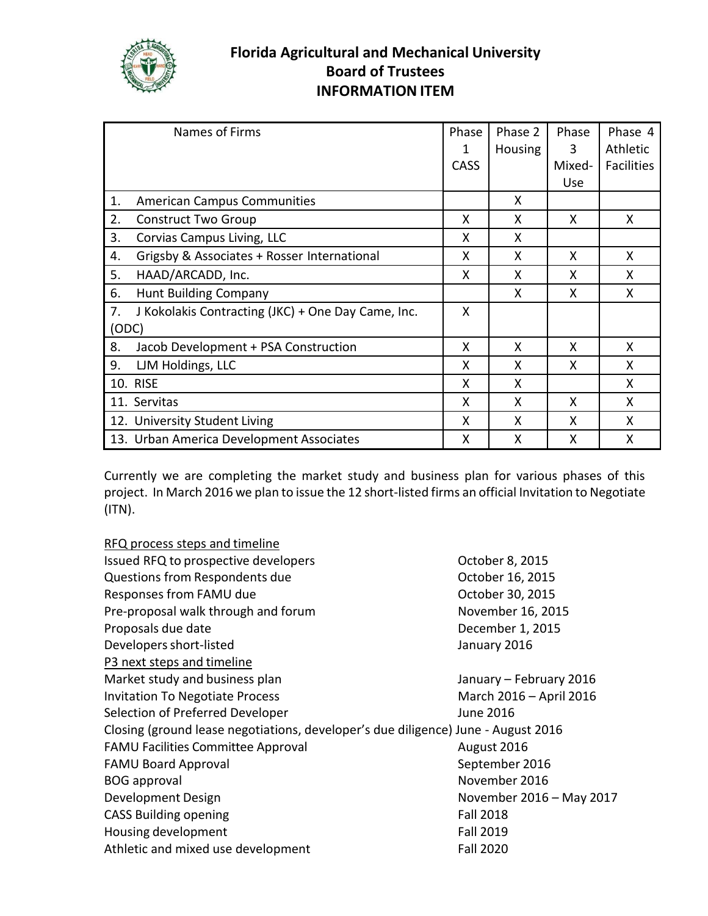# Florida Agricultural and Mechanical University
## Board of Trustees
## INFORMATION ITEM

| Names of Firms | Phase 1 CASS | Phase 2 Housing | Phase 3 Mixed-Use | Phase 4 Athletic Facilities |
|---|---|---|---|---|
| 1. American Campus Communities | | X | | |
| 2. Construct Two Group | X | X | X | X |
| 3. Corvias Campus Living, LLC | X | X | | |
| 4. Grigsby & Associates + Rosser International | X | X | X | X |
| 5. HAAD/ARCADD, Inc. | X | X | X | X |
| 6. Hunt Building Company | | X | X | X |
| 7. J Kokolakis Contracting (JKC) + One Day Came, Inc. (ODC) | X | | | |
| 8. Jacob Development + PSA Construction | X | X | X | X |
| 9. LJM Holdings, LLC | X | X | X | X |
| 10. RISE | X | X | | X |
| 11. Servitas | X | X | X | X |
| 12. University Student Living | X | X | X | X |
| 13. Urban America Development Associates | X | X | X | X |

Currently we are completing the market study and business plan for various phases of this project. In March 2016 we plan to issue the 12 short-listed firms an official Invitation to Negotiate (ITN).

<u>RFQ process steps and timeline</u>

| | |
|---|---|
| Issued RFQ to prospective developers | October 8, 2015 |
| Questions from Respondents due | October 16, 2015 |
| Responses from FAMU due | October 30, 2015 |
| Pre-proposal walk through and forum | November 16, 2015 |
| Proposals due date | December 1, 2015 |
| Developers short-listed | January 2016 |

<u>P3 next steps and timeline</u>

| | |
|---|---|
| Market study and business plan | January – February 2016 |
| Invitation To Negotiate Process | March 2016 – April 2016 |
| Selection of Preferred Developer | June 2016 |
| Closing (ground lease negotiations, developer's due diligence) | June - August 2016 |
| FAMU Facilities Committee Approval | August 2016 |
| FAMU Board Approval | September 2016 |
| BOG approval | November 2016 |
| Development Design | November 2016 – May 2017 |
| CASS Building opening | Fall 2018 |
| Housing development | Fall 2019 |
| Athletic and mixed use development | Fall 2020 |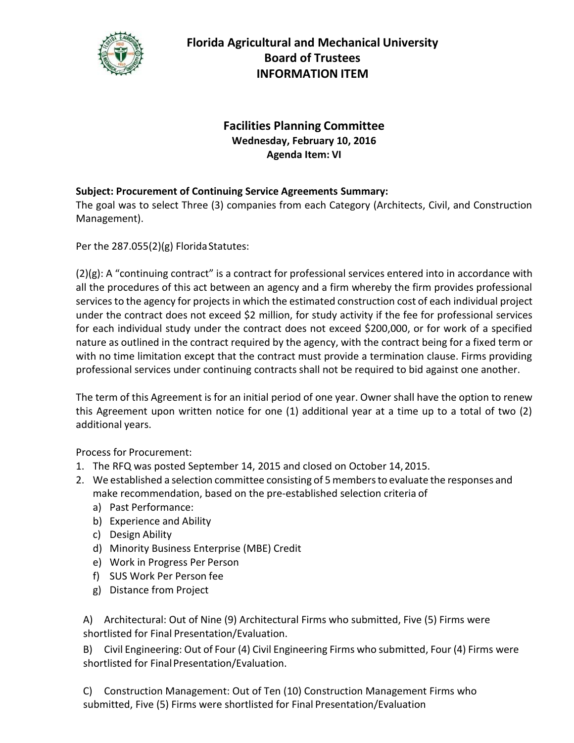# Florida Agricultural and Mechanical University
## Board of Trustees
## INFORMATION ITEM

### Facilities Planning Committee
**Wednesday, February 10, 2016**
**Agenda Item: VI**

**Subject: Procurement of Continuing Service Agreements Summary:**
The goal was to select Three (3) companies from each Category (Architects, Civil, and Construction Management).

Per the 287.055(2)(g) Florida Statutes:

(2)(g): A "continuing contract" is a contract for professional services entered into in accordance with all the procedures of this act between an agency and a firm whereby the firm provides professional services to the agency for projects in which the estimated construction cost of each individual project under the contract does not exceed $2 million, for study activity if the fee for professional services for each individual study under the contract does not exceed $200,000, or for work of a specified nature as outlined in the contract required by the agency, with the contract being for a fixed term or with no time limitation except that the contract must provide a termination clause. Firms providing professional services under continuing contracts shall not be required to bid against one another.

The term of this Agreement is for an initial period of one year. Owner shall have the option to renew this Agreement upon written notice for one (1) additional year at a time up to a total of two (2) additional years.

Process for Procurement:

1. The RFQ was posted September 14, 2015 and closed on October 14, 2015.
2. We established a selection committee consisting of 5 members to evaluate the responses and make recommendation, based on the pre-established selection criteria of
   a) Past Performance:
   b) Experience and Ability
   c) Design Ability
   d) Minority Business Enterprise (MBE) Credit
   e) Work in Progress Per Person
   f) SUS Work Per Person fee
   g) Distance from Project

A) Architectural: Out of Nine (9) Architectural Firms who submitted, Five (5) Firms were shortlisted for Final Presentation/Evaluation.

B) Civil Engineering: Out of Four (4) Civil Engineering Firms who submitted, Four (4) Firms were shortlisted for Final Presentation/Evaluation.

C) Construction Management: Out of Ten (10) Construction Management Firms who submitted, Five (5) Firms were shortlisted for Final Presentation/Evaluation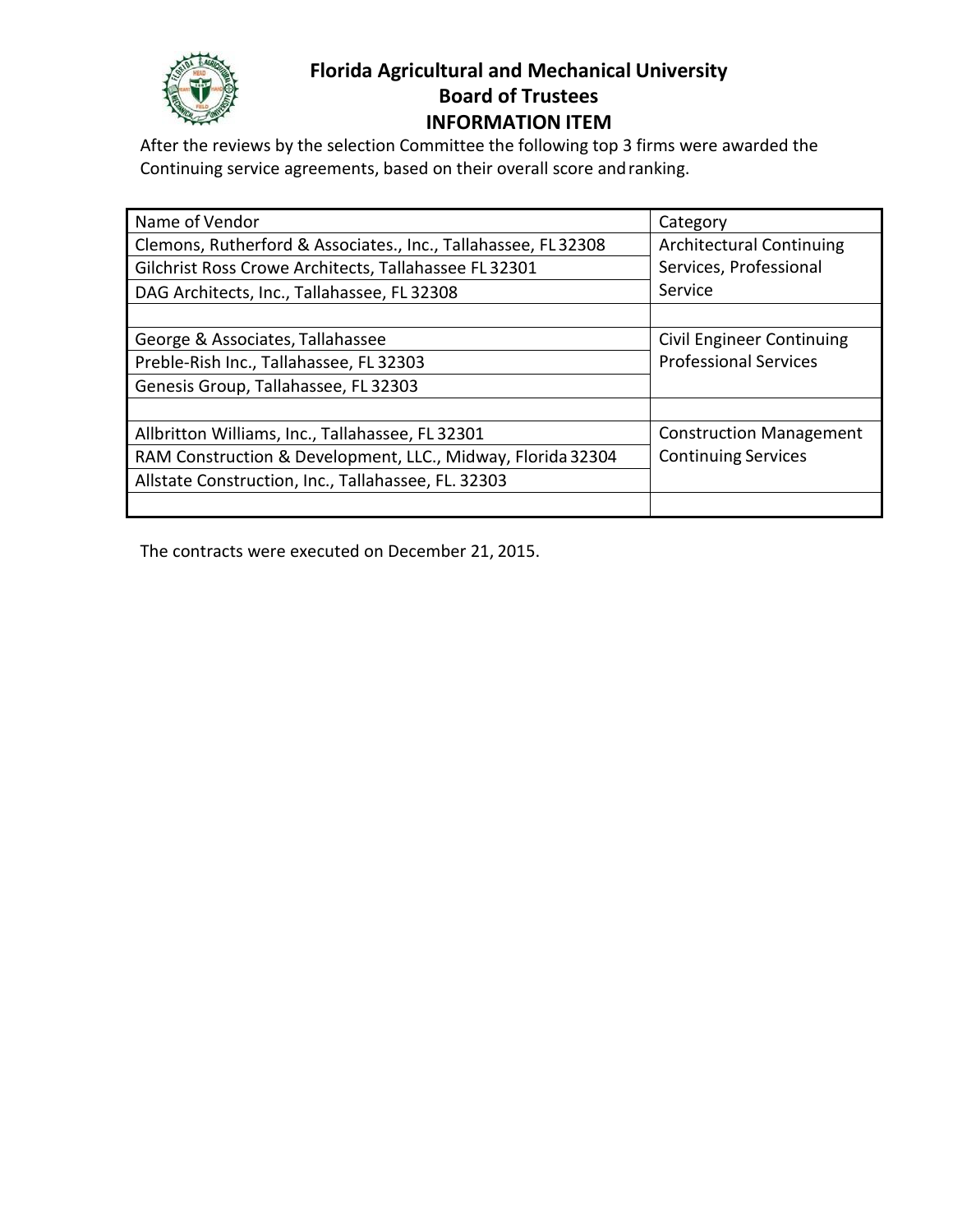# Florida Agricultural and Mechanical University
## Board of Trustees
## INFORMATION ITEM

After the reviews by the selection Committee the following top 3 firms were awarded the Continuing service agreements, based on their overall score and ranking.

| Name of Vendor | Category |
|---|---|
| Clemons, Rutherford & Associates., Inc., Tallahassee, FL 32308 | Architectural Continuing Services, Professional Service |
| Gilchrist Ross Crowe Architects, Tallahassee FL 32301 | |
| DAG Architects, Inc., Tallahassee, FL 32308 | |
| | |
| George & Associates, Tallahassee | Civil Engineer Continuing Professional Services |
| Preble-Rish Inc., Tallahassee, FL 32303 | |
| Genesis Group, Tallahassee, FL 32303 | |
| | |
| Allbritton Williams, Inc., Tallahassee, FL 32301 | Construction Management Continuing Services |
| RAM Construction & Development, LLC., Midway, Florida 32304 | |
| Allstate Construction, Inc., Tallahassee, FL. 32303 | |
| | |

The contracts were executed on December 21, 2015.